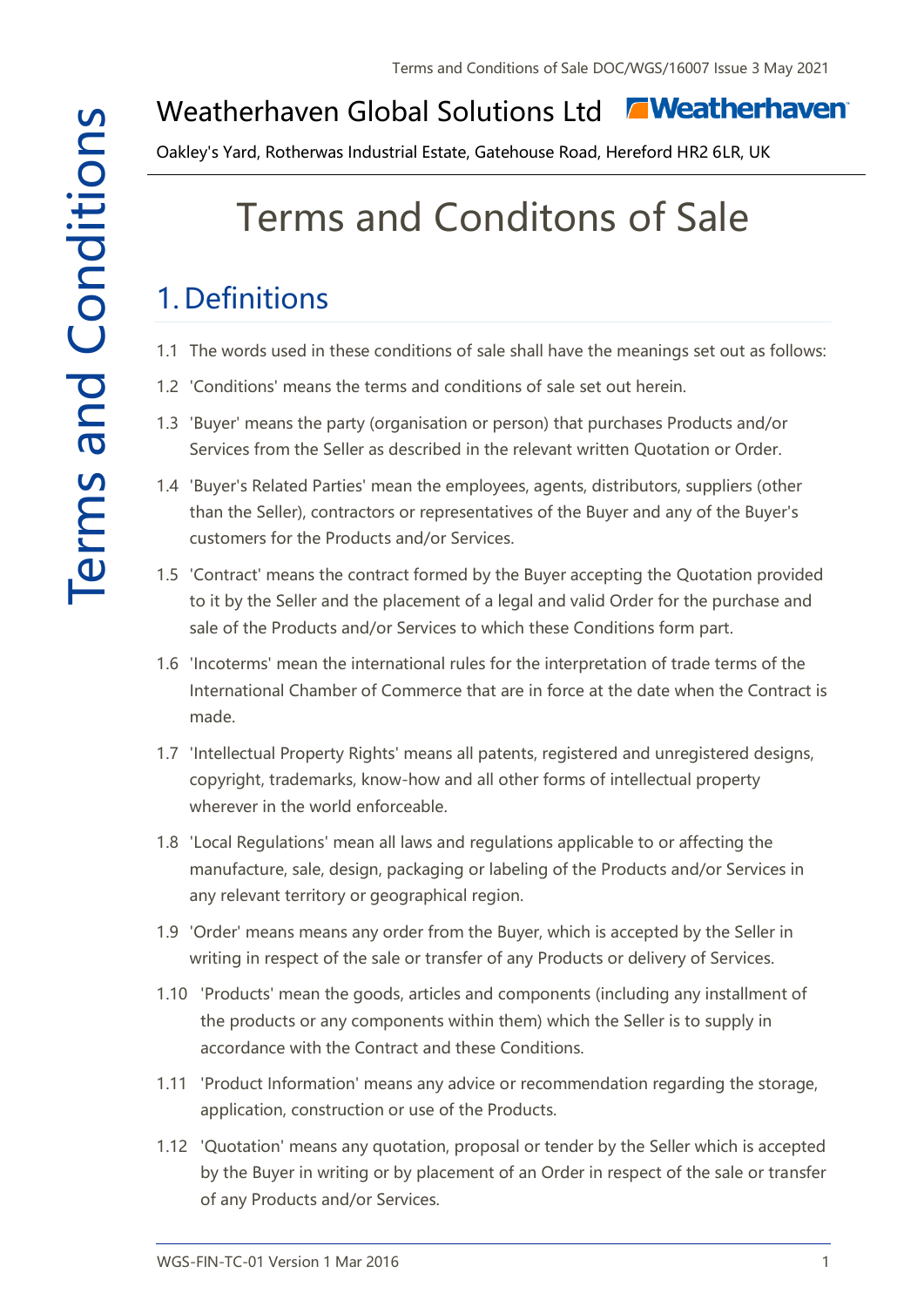# Weatherhaven Global Solutions Ltd

Oakley's Yard, Rotherwas Industrial Estate, Gatehouse Road, Hereford HR2 6LR, UK

# Terms and Conditons of Sale

## 1. Definitions

1.1 The words used in these conditions of sale shall have the meanings set out as follows:

1.2 'Conditions' means the terms and conditions of sale set out herein.

1.3 'Buyer' means the party (organisation or person) that purchases Products and/or Services from the Seller as described in the relevant written Quotation or Order.

1.4 'Buyer's Related Parties' mean the employees, agents, distributors, suppliers (other than the Seller), contractors or representatives of the Buyer and any of the Buyer's customers for the Products and/or Services.

1.5 'Contract' means the contract formed by the Buyer accepting the Quotation provided to it by the Seller and the placement of a legal and valid Order for the purchase and sale of the Products and/or Services to which these Conditions form part.

1.6 'Incoterms' mean the international rules for the interpretation of trade terms of the International Chamber of Commerce that are in force at the date when the Contract is made.

1.7 'Intellectual Property Rights' means all patents, registered and unregistered designs, copyright, trademarks, know-how and all other forms of intellectual property wherever in the world enforceable.

1.8 'Local Regulations' mean all laws and regulations applicable to or affecting the manufacture, sale, design, packaging or labeling of the Products and/or Services in any relevant territory or geographical region.

1.9 'Order' means means any order from the Buyer, which is accepted by the Seller in writing in respect of the sale or transfer of any Products or delivery of Services.

1.10 'Products' mean the goods, articles and components (including any installment of the products or any components within them) which the Seller is to supply in accordance with the Contract and these Conditions.

1.11 'Product Information' means any advice or recommendation regarding the storage, application, construction or use of the Products.

1.12 'Quotation' means any quotation, proposal or tender by the Seller which is accepted by the Buyer in writing or by placement of an Order in respect of the sale or transfer of any Products and/or Services.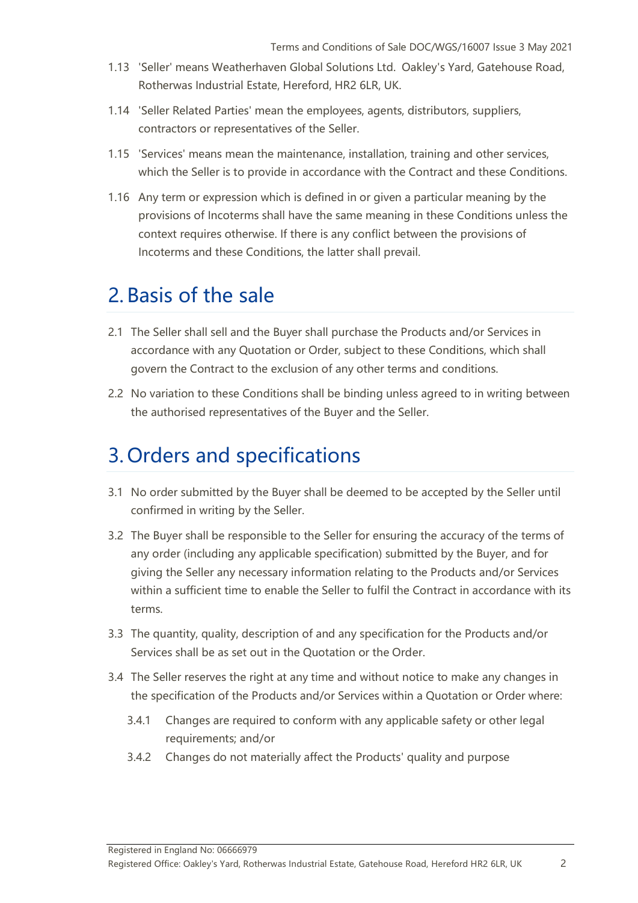1.13 'Seller' means Weatherhaven Global Solutions Ltd. Oakley's Yard, Gatehouse Road, Rotherwas Industrial Estate, Hereford, HR2 6LR, UK.

1.14 'Seller Related Parties' mean the employees, agents, distributors, suppliers, contractors or representatives of the Seller.

1.15 'Services' means mean the maintenance, installation, training and other services, which the Seller is to provide in accordance with the Contract and these Conditions.

1.16 Any term or expression which is defined in or given a particular meaning by the provisions of Incoterms shall have the same meaning in these Conditions unless the context requires otherwise. If there is any conflict between the provisions of Incoterms and these Conditions, the latter shall prevail.

# 2. Basis of the sale

2.1 The Seller shall sell and the Buyer shall purchase the Products and/or Services in accordance with any Quotation or Order, subject to these Conditions, which shall govern the Contract to the exclusion of any other terms and conditions.

2.2 No variation to these Conditions shall be binding unless agreed to in writing between the authorised representatives of the Buyer and the Seller.

# 3. Orders and specifications

3.1 No order submitted by the Buyer shall be deemed to be accepted by the Seller until confirmed in writing by the Seller.

3.2 The Buyer shall be responsible to the Seller for ensuring the accuracy of the terms of any order (including any applicable specification) submitted by the Buyer, and for giving the Seller any necessary information relating to the Products and/or Services within a sufficient time to enable the Seller to fulfil the Contract in accordance with its terms.

3.3 The quantity, quality, description of and any specification for the Products and/or Services shall be as set out in the Quotation or the Order.

3.4 The Seller reserves the right at any time and without notice to make any changes in the specification of the Products and/or Services within a Quotation or Order where:

3.4.1 Changes are required to conform with any applicable safety or other legal requirements; and/or

3.4.2 Changes do not materially affect the Products' quality and purpose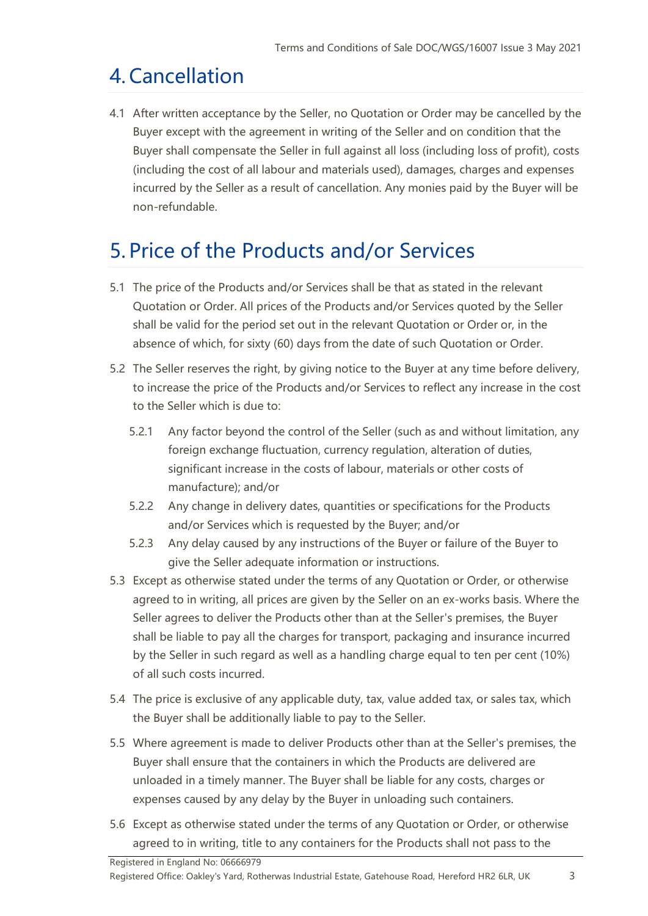# 4. Cancellation

4.1 After written acceptance by the Seller, no Quotation or Order may be cancelled by the Buyer except with the agreement in writing of the Seller and on condition that the Buyer shall compensate the Seller in full against all loss (including loss of profit), costs (including the cost of all labour and materials used), damages, charges and expenses incurred by the Seller as a result of cancellation. Any monies paid by the Buyer will be non-refundable.

# 5. Price of the Products and/or Services

5.1 The price of the Products and/or Services shall be that as stated in the relevant Quotation or Order. All prices of the Products and/or Services quoted by the Seller shall be valid for the period set out in the relevant Quotation or Order or, in the absence of which, for sixty (60) days from the date of such Quotation or Order.

5.2 The Seller reserves the right, by giving notice to the Buyer at any time before delivery, to increase the price of the Products and/or Services to reflect any increase in the cost to the Seller which is due to:

5.2.1 Any factor beyond the control of the Seller (such as and without limitation, any foreign exchange fluctuation, currency regulation, alteration of duties, significant increase in the costs of labour, materials or other costs of manufacture); and/or

5.2.2 Any change in delivery dates, quantities or specifications for the Products and/or Services which is requested by the Buyer; and/or

5.2.3 Any delay caused by any instructions of the Buyer or failure of the Buyer to give the Seller adequate information or instructions.

5.3 Except as otherwise stated under the terms of any Quotation or Order, or otherwise agreed to in writing, all prices are given by the Seller on an ex-works basis. Where the Seller agrees to deliver the Products other than at the Seller's premises, the Buyer shall be liable to pay all the charges for transport, packaging and insurance incurred by the Seller in such regard as well as a handling charge equal to ten per cent (10%) of all such costs incurred.

5.4 The price is exclusive of any applicable duty, tax, value added tax, or sales tax, which the Buyer shall be additionally liable to pay to the Seller.

5.5 Where agreement is made to deliver Products other than at the Seller's premises, the Buyer shall ensure that the containers in which the Products are delivered are unloaded in a timely manner. The Buyer shall be liable for any costs, charges or expenses caused by any delay by the Buyer in unloading such containers.

5.6 Except as otherwise stated under the terms of any Quotation or Order, or otherwise agreed to in writing, title to any containers for the Products shall not pass to the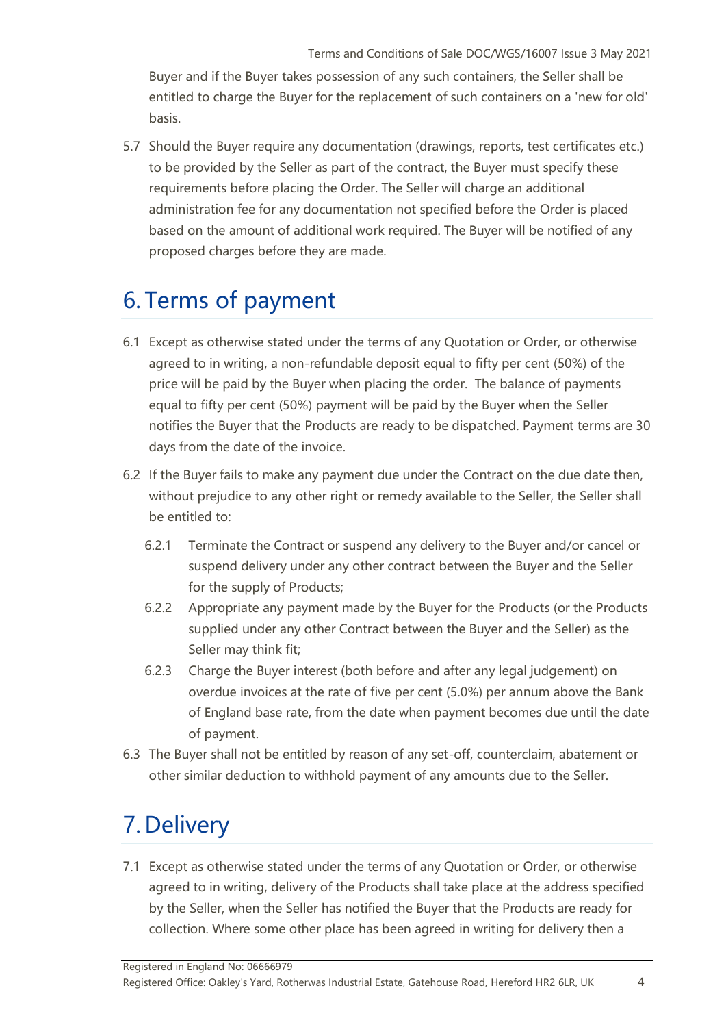Buyer and if the Buyer takes possession of any such containers, the Seller shall be entitled to charge the Buyer for the replacement of such containers on a 'new for old' basis.

5.7 Should the Buyer require any documentation (drawings, reports, test certificates etc.) to be provided by the Seller as part of the contract, the Buyer must specify these requirements before placing the Order. The Seller will charge an additional administration fee for any documentation not specified before the Order is placed based on the amount of additional work required. The Buyer will be notified of any proposed charges before they are made.

# 6. Terms of payment

6.1 Except as otherwise stated under the terms of any Quotation or Order, or otherwise agreed to in writing, a non-refundable deposit equal to fifty per cent (50%) of the price will be paid by the Buyer when placing the order. The balance of payments equal to fifty per cent (50%) payment will be paid by the Buyer when the Seller notifies the Buyer that the Products are ready to be dispatched. Payment terms are 30 days from the date of the invoice.

6.2 If the Buyer fails to make any payment due under the Contract on the due date then, without prejudice to any other right or remedy available to the Seller, the Seller shall be entitled to:

6.2.1 Terminate the Contract or suspend any delivery to the Buyer and/or cancel or suspend delivery under any other contract between the Buyer and the Seller for the supply of Products;

6.2.2 Appropriate any payment made by the Buyer for the Products (or the Products supplied under any other Contract between the Buyer and the Seller) as the Seller may think fit;

6.2.3 Charge the Buyer interest (both before and after any legal judgement) on overdue invoices at the rate of five per cent (5.0%) per annum above the Bank of England base rate, from the date when payment becomes due until the date of payment.

6.3 The Buyer shall not be entitled by reason of any set-off, counterclaim, abatement or other similar deduction to withhold payment of any amounts due to the Seller.

# 7. Delivery

7.1 Except as otherwise stated under the terms of any Quotation or Order, or otherwise agreed to in writing, delivery of the Products shall take place at the address specified by the Seller, when the Seller has notified the Buyer that the Products are ready for collection. Where some other place has been agreed in writing for delivery then a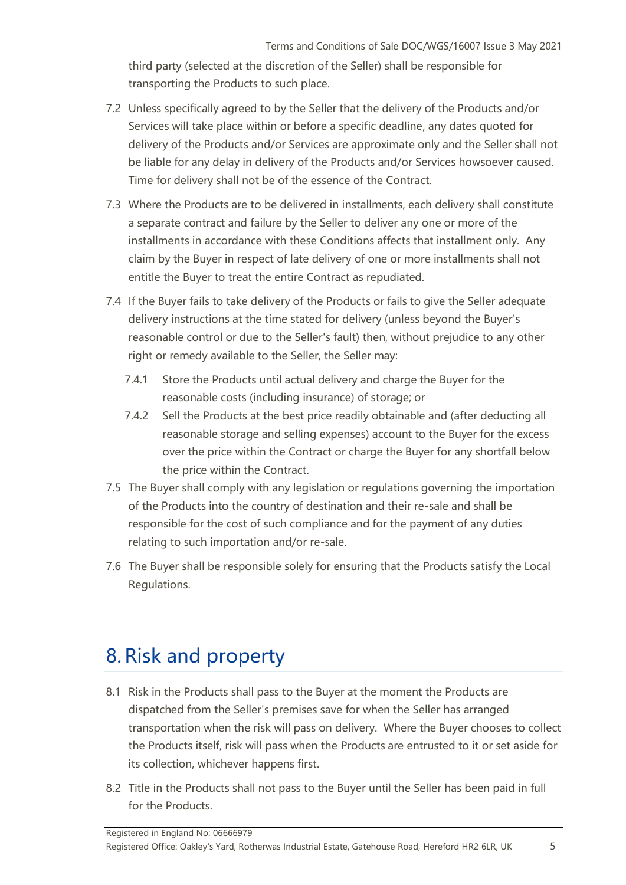third party (selected at the discretion of the Seller) shall be responsible for transporting the Products to such place.

7.2 Unless specifically agreed to by the Seller that the delivery of the Products and/or Services will take place within or before a specific deadline, any dates quoted for delivery of the Products and/or Services are approximate only and the Seller shall not be liable for any delay in delivery of the Products and/or Services howsoever caused. Time for delivery shall not be of the essence of the Contract.

7.3 Where the Products are to be delivered in installments, each delivery shall constitute a separate contract and failure by the Seller to deliver any one or more of the installments in accordance with these Conditions affects that installment only. Any claim by the Buyer in respect of late delivery of one or more installments shall not entitle the Buyer to treat the entire Contract as repudiated.

7.4 If the Buyer fails to take delivery of the Products or fails to give the Seller adequate delivery instructions at the time stated for delivery (unless beyond the Buyer's reasonable control or due to the Seller's fault) then, without prejudice to any other right or remedy available to the Seller, the Seller may:

7.4.1 Store the Products until actual delivery and charge the Buyer for the reasonable costs (including insurance) of storage; or

7.4.2 Sell the Products at the best price readily obtainable and (after deducting all reasonable storage and selling expenses) account to the Buyer for the excess over the price within the Contract or charge the Buyer for any shortfall below the price within the Contract.

7.5 The Buyer shall comply with any legislation or regulations governing the importation of the Products into the country of destination and their re-sale and shall be responsible for the cost of such compliance and for the payment of any duties relating to such importation and/or re-sale.

7.6 The Buyer shall be responsible solely for ensuring that the Products satisfy the Local Regulations.

# 8. Risk and property

8.1 Risk in the Products shall pass to the Buyer at the moment the Products are dispatched from the Seller's premises save for when the Seller has arranged transportation when the risk will pass on delivery. Where the Buyer chooses to collect the Products itself, risk will pass when the Products are entrusted to it or set aside for its collection, whichever happens first.

8.2 Title in the Products shall not pass to the Buyer until the Seller has been paid in full for the Products.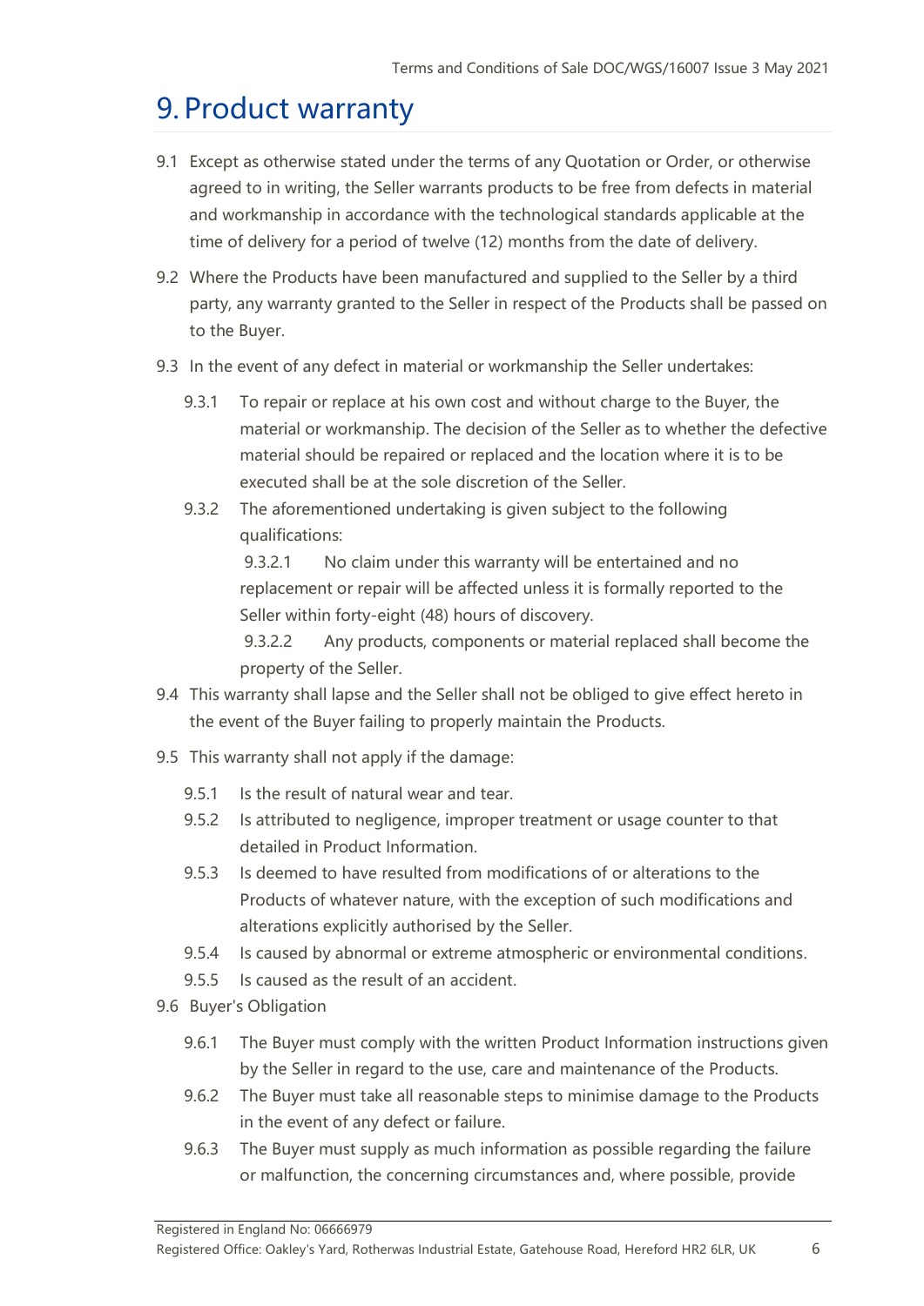# 9. Product warranty

9.1 Except as otherwise stated under the terms of any Quotation or Order, or otherwise agreed to in writing, the Seller warrants products to be free from defects in material and workmanship in accordance with the technological standards applicable at the time of delivery for a period of twelve (12) months from the date of delivery.

9.2 Where the Products have been manufactured and supplied to the Seller by a third party, any warranty granted to the Seller in respect of the Products shall be passed on to the Buyer.

9.3 In the event of any defect in material or workmanship the Seller undertakes:

9.3.1 To repair or replace at his own cost and without charge to the Buyer, the material or workmanship. The decision of the Seller as to whether the defective material should be repaired or replaced and the location where it is to be executed shall be at the sole discretion of the Seller.

9.3.2 The aforementioned undertaking is given subject to the following qualifications:

9.3.2.1 No claim under this warranty will be entertained and no replacement or repair will be affected unless it is formally reported to the Seller within forty-eight (48) hours of discovery.

9.3.2.2 Any products, components or material replaced shall become the property of the Seller.

9.4 This warranty shall lapse and the Seller shall not be obliged to give effect hereto in the event of the Buyer failing to properly maintain the Products.

9.5 This warranty shall not apply if the damage:

9.5.1 Is the result of natural wear and tear.

9.5.2 Is attributed to negligence, improper treatment or usage counter to that detailed in Product Information.

9.5.3 Is deemed to have resulted from modifications of or alterations to the Products of whatever nature, with the exception of such modifications and alterations explicitly authorised by the Seller.

9.5.4 Is caused by abnormal or extreme atmospheric or environmental conditions.

9.5.5 Is caused as the result of an accident.

9.6 Buyer's Obligation

9.6.1 The Buyer must comply with the written Product Information instructions given by the Seller in regard to the use, care and maintenance of the Products.

9.6.2 The Buyer must take all reasonable steps to minimise damage to the Products in the event of any defect or failure.

9.6.3 The Buyer must supply as much information as possible regarding the failure or malfunction, the concerning circumstances and, where possible, provide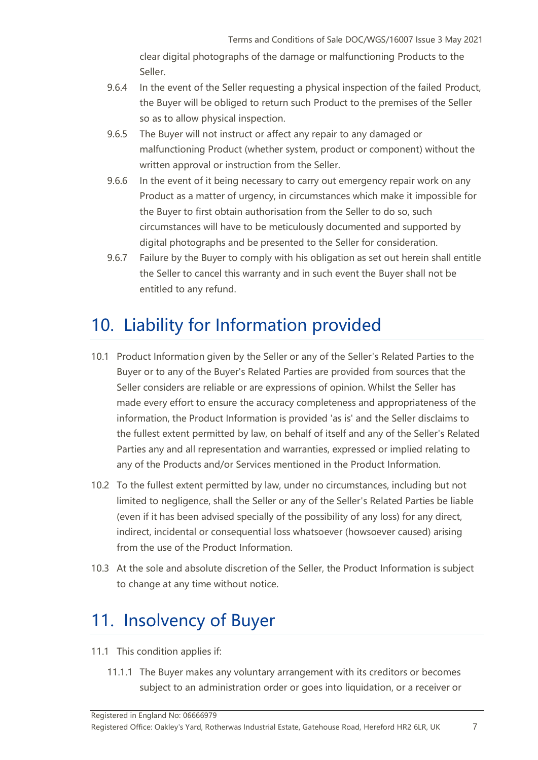clear digital photographs of the damage or malfunctioning Products to the Seller.

9.6.4 In the event of the Seller requesting a physical inspection of the failed Product, the Buyer will be obliged to return such Product to the premises of the Seller so as to allow physical inspection.

9.6.5 The Buyer will not instruct or affect any repair to any damaged or malfunctioning Product (whether system, product or component) without the written approval or instruction from the Seller.

9.6.6 In the event of it being necessary to carry out emergency repair work on any Product as a matter of urgency, in circumstances which make it impossible for the Buyer to first obtain authorisation from the Seller to do so, such circumstances will have to be meticulously documented and supported by digital photographs and be presented to the Seller for consideration.

9.6.7 Failure by the Buyer to comply with his obligation as set out herein shall entitle the Seller to cancel this warranty and in such event the Buyer shall not be entitled to any refund.

# 10. Liability for Information provided

10.1 Product Information given by the Seller or any of the Seller's Related Parties to the Buyer or to any of the Buyer's Related Parties are provided from sources that the Seller considers are reliable or are expressions of opinion. Whilst the Seller has made every effort to ensure the accuracy completeness and appropriateness of the information, the Product Information is provided 'as is' and the Seller disclaims to the fullest extent permitted by law, on behalf of itself and any of the Seller's Related Parties any and all representation and warranties, expressed or implied relating to any of the Products and/or Services mentioned in the Product Information.

10.2 To the fullest extent permitted by law, under no circumstances, including but not limited to negligence, shall the Seller or any of the Seller's Related Parties be liable (even if it has been advised specially of the possibility of any loss) for any direct, indirect, incidental or consequential loss whatsoever (howsoever caused) arising from the use of the Product Information.

10.3 At the sole and absolute discretion of the Seller, the Product Information is subject to change at any time without notice.

# 11. Insolvency of Buyer

11.1 This condition applies if:

11.1.1 The Buyer makes any voluntary arrangement with its creditors or becomes subject to an administration order or goes into liquidation, or a receiver or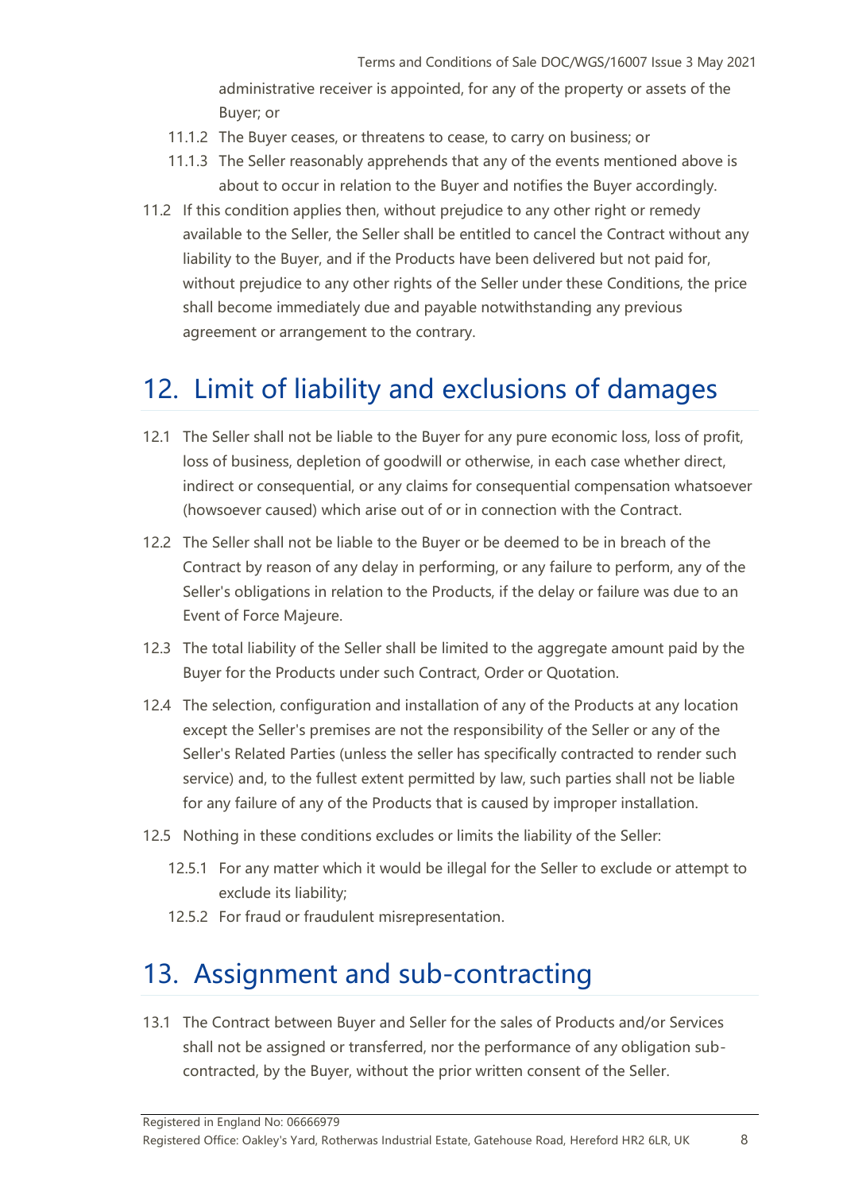administrative receiver is appointed, for any of the property or assets of the Buyer; or

11.1.2 The Buyer ceases, or threatens to cease, to carry on business; or

11.1.3 The Seller reasonably apprehends that any of the events mentioned above is about to occur in relation to the Buyer and notifies the Buyer accordingly.

11.2 If this condition applies then, without prejudice to any other right or remedy available to the Seller, the Seller shall be entitled to cancel the Contract without any liability to the Buyer, and if the Products have been delivered but not paid for, without prejudice to any other rights of the Seller under these Conditions, the price shall become immediately due and payable notwithstanding any previous agreement or arrangement to the contrary.

# 12. Limit of liability and exclusions of damages

12.1 The Seller shall not be liable to the Buyer for any pure economic loss, loss of profit, loss of business, depletion of goodwill or otherwise, in each case whether direct, indirect or consequential, or any claims for consequential compensation whatsoever (howsoever caused) which arise out of or in connection with the Contract.

12.2 The Seller shall not be liable to the Buyer or be deemed to be in breach of the Contract by reason of any delay in performing, or any failure to perform, any of the Seller's obligations in relation to the Products, if the delay or failure was due to an Event of Force Majeure.

12.3 The total liability of the Seller shall be limited to the aggregate amount paid by the Buyer for the Products under such Contract, Order or Quotation.

12.4 The selection, configuration and installation of any of the Products at any location except the Seller's premises are not the responsibility of the Seller or any of the Seller's Related Parties (unless the seller has specifically contracted to render such service) and, to the fullest extent permitted by law, such parties shall not be liable for any failure of any of the Products that is caused by improper installation.

12.5 Nothing in these conditions excludes or limits the liability of the Seller:

12.5.1 For any matter which it would be illegal for the Seller to exclude or attempt to exclude its liability;

12.5.2 For fraud or fraudulent misrepresentation.

# 13. Assignment and sub-contracting

13.1 The Contract between Buyer and Seller for the sales of Products and/or Services shall not be assigned or transferred, nor the performance of any obligation sub-contracted, by the Buyer, without the prior written consent of the Seller.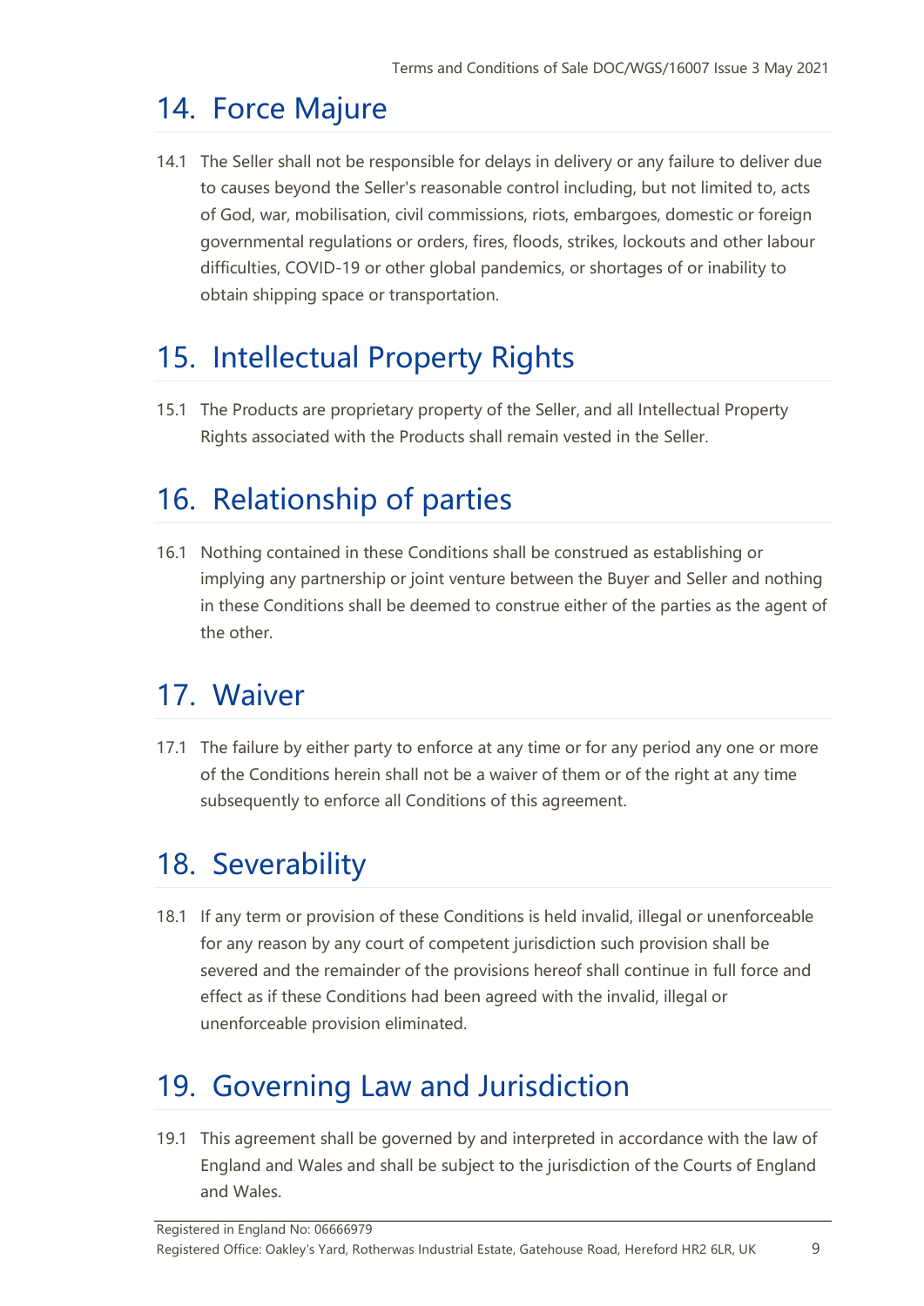## 14. Force Majure

14.1 The Seller shall not be responsible for delays in delivery or any failure to deliver due to causes beyond the Seller's reasonable control including, but not limited to, acts of God, war, mobilisation, civil commissions, riots, embargoes, domestic or foreign governmental regulations or orders, fires, floods, strikes, lockouts and other labour difficulties, COVID-19 or other global pandemics, or shortages of or inability to obtain shipping space or transportation.

## 15. Intellectual Property Rights

15.1 The Products are proprietary property of the Seller, and all Intellectual Property Rights associated with the Products shall remain vested in the Seller.

## 16. Relationship of parties

16.1 Nothing contained in these Conditions shall be construed as establishing or implying any partnership or joint venture between the Buyer and Seller and nothing in these Conditions shall be deemed to construe either of the parties as the agent of the other.

## 17. Waiver

17.1 The failure by either party to enforce at any time or for any period any one or more of the Conditions herein shall not be a waiver of them or of the right at any time subsequently to enforce all Conditions of this agreement.

## 18. Severability

18.1 If any term or provision of these Conditions is held invalid, illegal or unenforceable for any reason by any court of competent jurisdiction such provision shall be severed and the remainder of the provisions hereof shall continue in full force and effect as if these Conditions had been agreed with the invalid, illegal or unenforceable provision eliminated.

## 19. Governing Law and Jurisdiction

19.1 This agreement shall be governed by and interpreted in accordance with the law of England and Wales and shall be subject to the jurisdiction of the Courts of England and Wales.